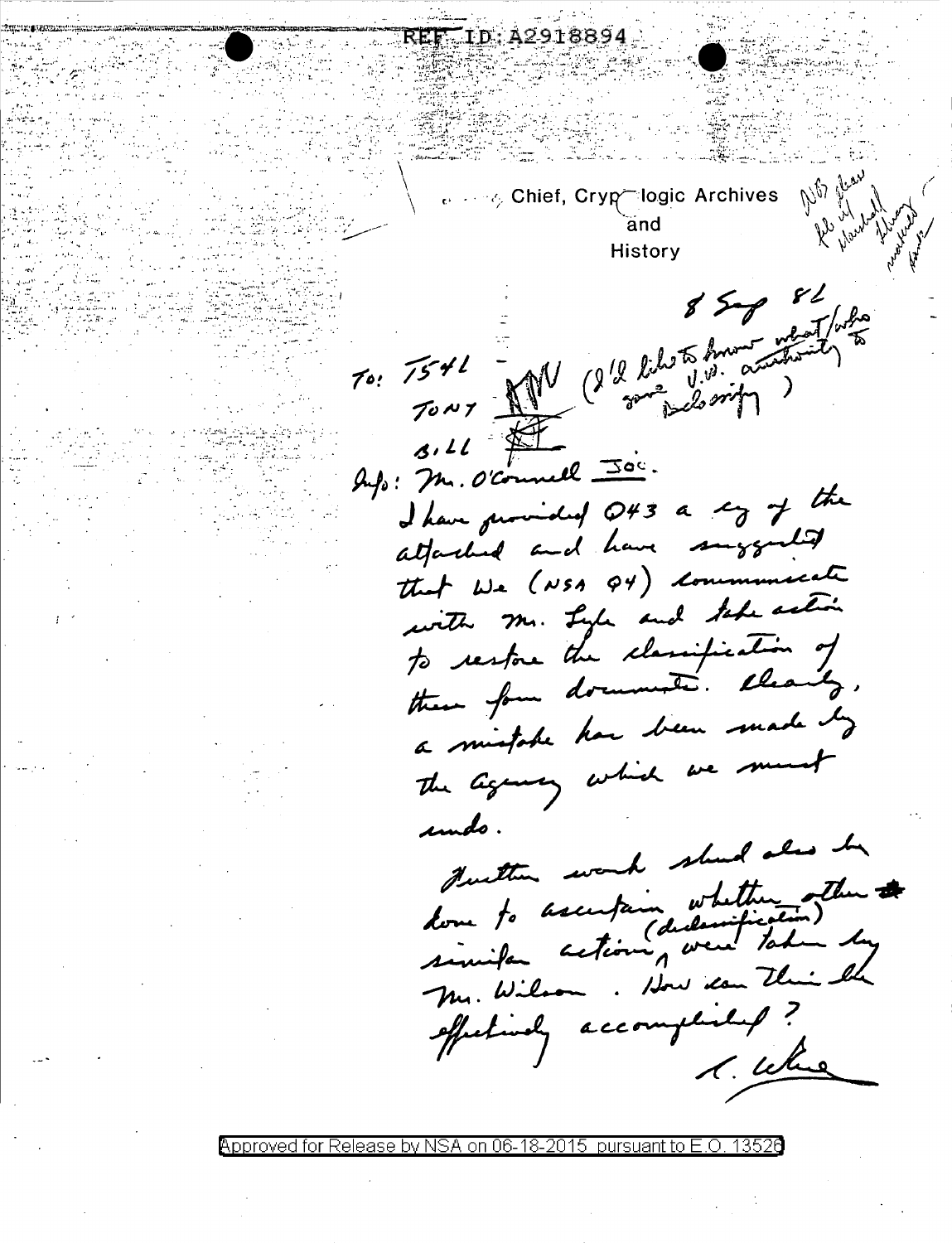REF ID:A2918894

Chief, Cryptologic Archives and History

NB please file w/ Marshall library material here

8 Sep 82

To: T54L
TONY (I'd like to know what/who gave U.W. authority to declassify)
BILL

Info: Mr. O'Connell Joe.

I have provided Q43 a cy of the attached and have suggested that we (NSA Q4) communicate with Mr. Lyle and take action to restore the classification of these four documents. Clearly, a mistake has been made by the Agency which we must undo.

Further work should also be done to ascertain whether other similar actions (declassification) were taken by Mr. Wilson. How can this be effectively accomplished?

R. Wherle

Approved for Release by NSA on 06-18-2015 pursuant to E.O. 13526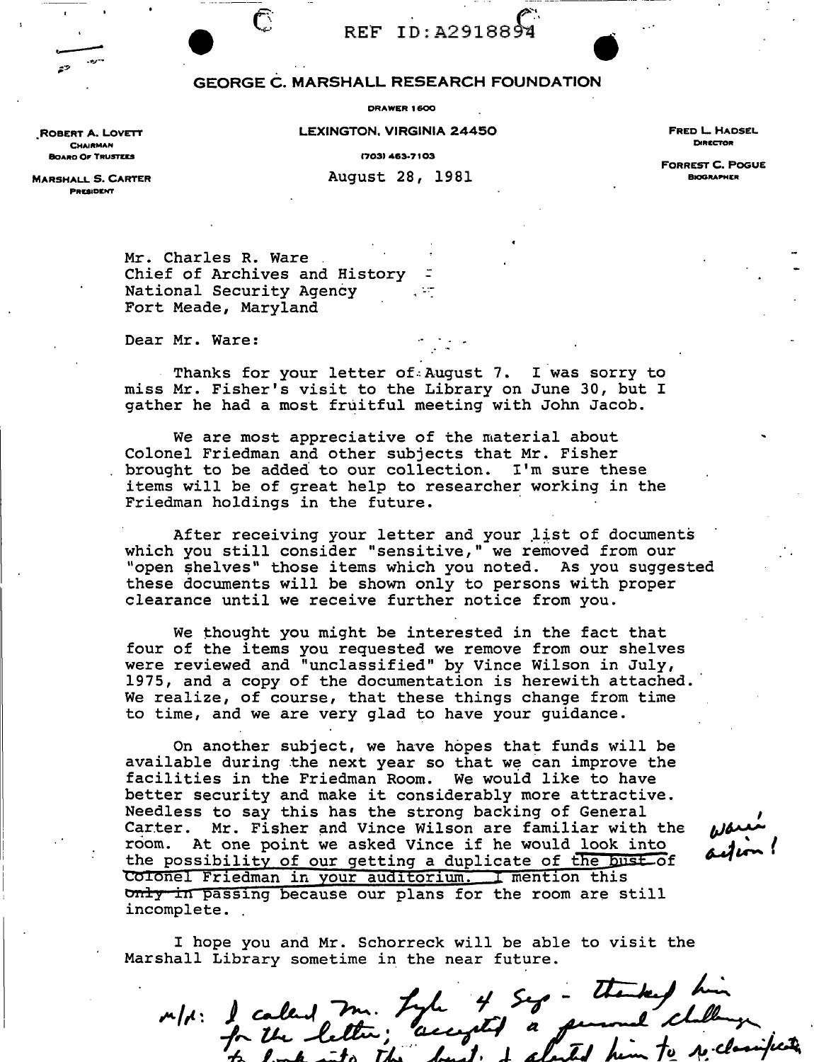REF ID:A2918894

GEORGE C. MARSHALL RESEARCH FOUNDATION

DRAWER 1600

LEXINGTON, VIRGINIA 24450

(703) 463-7103

ROBERT A. LOVETT
CHAIRMAN
BOARD OF TRUSTEES

MARSHALL S. CARTER
PRESIDENT

FRED L. HADSEL
DIRECTOR

FORREST C. POGUE
BIOGRAPHER

August 28, 1981

Mr. Charles R. Ware
Chief of Archives and History
National Security Agency
Fort Meade, Maryland

Dear Mr. Ware:

Thanks for your letter of August 7. I was sorry to miss Mr. Fisher's visit to the Library on June 30, but I gather he had a most fruitful meeting with John Jacob.

We are most appreciative of the material about Colonel Friedman and other subjects that Mr. Fisher brought to be added to our collection. I'm sure these items will be of great help to researcher working in the Friedman holdings in the future.

After receiving your letter and your list of documents which you still consider "sensitive," we removed from our "open shelves" those items which you noted. As you suggested these documents will be shown only to persons with proper clearance until we receive further notice from you.

We thought you might be interested in the fact that four of the items you requested we remove from our shelves were reviewed and "unclassified" by Vince Wilson in July, 1975, and a copy of the documentation is herewith attached. We realize, of course, that these things change from time to time, and we are very glad to have your guidance.

On another subject, we have hopes that funds will be available during the next year so that we can improve the facilities in the Friedman Room. We would like to have better security and make it considerably more attractive. Needless to say this has the strong backing of General Carter. Mr. Fisher and Vince Wilson are familiar with the room. At one point we asked Vince if he would look into the possibility of our getting a duplicate of the bust of Colonel Friedman in your auditorium. I mention this only in passing because our plans for the room are still incomplete.

*Ware action!*

I hope you and Mr. Schorreck will be able to visit the Marshall Library sometime in the near future.

*m/r: I called Mr. Lyle 4 Sep - thanked him for the letter; accepted a personal challenge to look into the bust; I alerted him to re-classificati[on]*